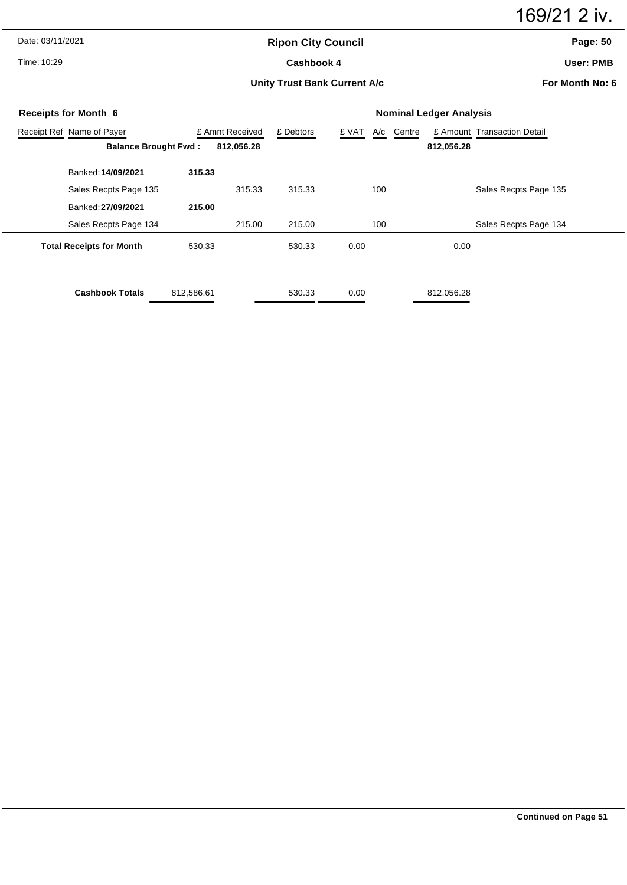169/21 2 iv.

Date: 03/11/2021

Time: 10:29

**Ripon City Council**

**Cashbook 4**

**Unity Trust Bank Current A/c**

**User: PMB**

**For Month No: 6**

**Receipts for Month 6** — **Nominal Ledger Analysis**

| Receipt Ref | Name of Payer | £ Amnt Received | | £ Debtors | £ VAT | A/c | Centre | £ Amount | Transaction Detail |
|---|---|---|---|---|---|---|---|---|---|
| | **Balance Brought Fwd :** | | **812,056.28** | | | | | **812,056.28** | |
| | Banked: **14/09/2021** | **315.33** | | | | | | | |
| | Sales Recpts Page 135 | | 315.33 | 315.33 | | 100 | | | Sales Recpts Page 135 |
| | Banked: **27/09/2021** | **215.00** | | | | | | | |
| | Sales Recpts Page 134 | | 215.00 | 215.00 | | 100 | | | Sales Recpts Page 134 |
| | **Total Receipts for Month** | 530.33 | | 530.33 | 0.00 | | | 0.00 | |
| | **Cashbook Totals** | 812,586.61 | | 530.33 | 0.00 | | | 812,056.28 | |

**Continued on Page 51**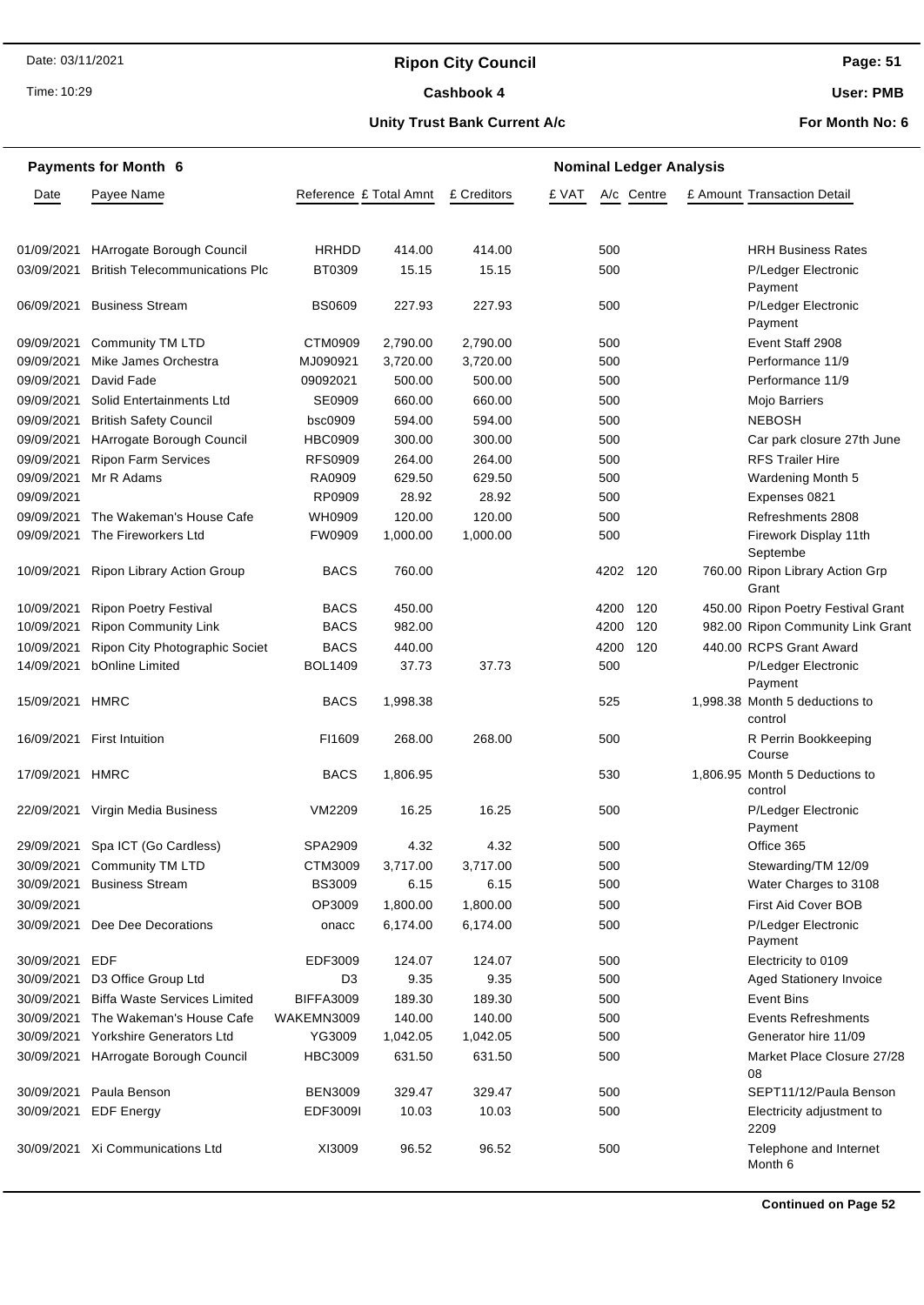## Ripon City Council

### Cashbook 4

### Unity Trust Bank Current A/c

Date: 03/11/2021
Time: 10:29

User: PMB
For Month No: 6

**Payments for Month 6** — **Nominal Ledger Analysis**

| Date | Payee Name | Reference | £ Total Amnt | £ Creditors | £ VAT | A/c | Centre | £ Amount | Transaction Detail |
|---|---|---|---|---|---|---|---|---|---|
| 01/09/2021 | HArrogate Borough Council | HRHDD | 414.00 | 414.00 | | 500 | | | HRH Business Rates |
| 03/09/2021 | British Telecommunications Plc | BT0309 | 15.15 | 15.15 | | 500 | | | P/Ledger Electronic Payment |
| 06/09/2021 | Business Stream | BS0609 | 227.93 | 227.93 | | 500 | | | P/Ledger Electronic Payment |
| 09/09/2021 | Community TM LTD | CTM0909 | 2,790.00 | 2,790.00 | | 500 | | | Event Staff 2908 |
| 09/09/2021 | Mike James Orchestra | MJ090921 | 3,720.00 | 3,720.00 | | 500 | | | Performance 11/9 |
| 09/09/2021 | David Fade | 09092021 | 500.00 | 500.00 | | 500 | | | Performance 11/9 |
| 09/09/2021 | Solid Entertainments Ltd | SE0909 | 660.00 | 660.00 | | 500 | | | Mojo Barriers |
| 09/09/2021 | British Safety Council | bsc0909 | 594.00 | 594.00 | | 500 | | | NEBOSH |
| 09/09/2021 | HArrogate Borough Council | HBC0909 | 300.00 | 300.00 | | 500 | | | Car park closure 27th June |
| 09/09/2021 | Ripon Farm Services | RFS0909 | 264.00 | 264.00 | | 500 | | | RFS Trailer Hire |
| 09/09/2021 | Mr R Adams | RA0909 | 629.50 | 629.50 | | 500 | | | Wardening Month 5 |
| 09/09/2021 | | RP0909 | 28.92 | 28.92 | | 500 | | | Expenses 0821 |
| 09/09/2021 | The Wakeman's House Cafe | WH0909 | 120.00 | 120.00 | | 500 | | | Refreshments 2808 |
| 09/09/2021 | The Fireworkers Ltd | FW0909 | 1,000.00 | 1,000.00 | | 500 | | | Firework Display 11th Septembe |
| 10/09/2021 | Ripon Library Action Group | BACS | 760.00 | | | 4202 | 120 | 760.00 | Ripon Library Action Grp Grant |
| 10/09/2021 | Ripon Poetry Festival | BACS | 450.00 | | | 4200 | 120 | 450.00 | Ripon Poetry Festival Grant |
| 10/09/2021 | Ripon Community Link | BACS | 982.00 | | | 4200 | 120 | 982.00 | Ripon Community Link Grant |
| 10/09/2021 | Ripon City Photographic Societ | BACS | 440.00 | | | 4200 | 120 | 440.00 | RCPS Grant Award |
| 14/09/2021 | bOnline Limited | BOL1409 | 37.73 | 37.73 | | 500 | | | P/Ledger Electronic Payment |
| 15/09/2021 | HMRC | BACS | 1,998.38 | | | 525 | | 1,998.38 | Month 5 deductions to control |
| 16/09/2021 | First Intuition | FI1609 | 268.00 | 268.00 | | 500 | | | R Perrin Bookkeeping Course |
| 17/09/2021 | HMRC | BACS | 1,806.95 | | | 530 | | 1,806.95 | Month 5 Deductions to control |
| 22/09/2021 | Virgin Media Business | VM2209 | 16.25 | 16.25 | | 500 | | | P/Ledger Electronic Payment |
| 29/09/2021 | Spa ICT (Go Cardless) | SPA2909 | 4.32 | 4.32 | | 500 | | | Office 365 |
| 30/09/2021 | Community TM LTD | CTM3009 | 3,717.00 | 3,717.00 | | 500 | | | Stewarding/TM 12/09 |
| 30/09/2021 | Business Stream | BS3009 | 6.15 | 6.15 | | 500 | | | Water Charges to 3108 |
| 30/09/2021 | | OP3009 | 1,800.00 | 1,800.00 | | 500 | | | First Aid Cover BOB |
| 30/09/2021 | Dee Dee Decorations | onacc | 6,174.00 | 6,174.00 | | 500 | | | P/Ledger Electronic Payment |
| 30/09/2021 | EDF | EDF3009 | 124.07 | 124.07 | | 500 | | | Electricity to 0109 |
| 30/09/2021 | D3 Office Group Ltd | D3 | 9.35 | 9.35 | | 500 | | | Aged Stationery Invoice |
| 30/09/2021 | Biffa Waste Services Limited | BIFFA3009 | 189.30 | 189.30 | | 500 | | | Event Bins |
| 30/09/2021 | The Wakeman's House Cafe | WAKEMN3009 | 140.00 | 140.00 | | 500 | | | Events Refreshments |
| 30/09/2021 | Yorkshire Generators Ltd | YG3009 | 1,042.05 | 1,042.05 | | 500 | | | Generator hire 11/09 |
| 30/09/2021 | HArrogate Borough Council | HBC3009 | 631.50 | 631.50 | | 500 | | | Market Place Closure 27/28 08 |
| 30/09/2021 | Paula Benson | BEN3009 | 329.47 | 329.47 | | 500 | | | SEPT11/12/Paula Benson |
| 30/09/2021 | EDF Energy | EDF3009I | 10.03 | 10.03 | | 500 | | | Electricity adjustment to 2209 |
| 30/09/2021 | Xi Communications Ltd | XI3009 | 96.52 | 96.52 | | 500 | | | Telephone and Internet Month 6 |

**Continued on Page 52**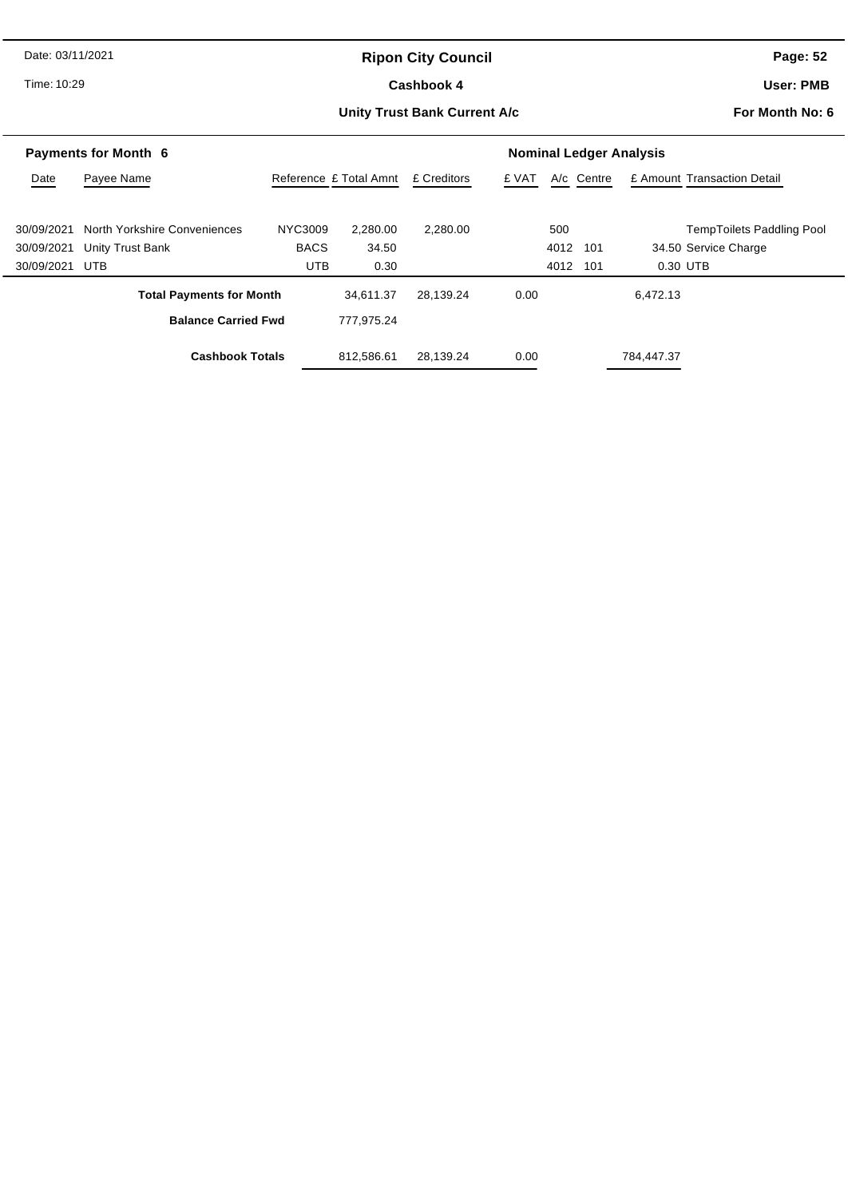Date: 03/11/2021

Time: 10:29

# Ripon City Council

## Cashbook 4

### Unity Trust Bank Current A/c

User: PMB

For Month No: 6

**Payments for Month 6**

**Nominal Ledger Analysis**

| Date | Payee Name | Reference | £ Total Amnt | £ Creditors | £ VAT | A/c | Centre | £ Amount | Transaction Detail |
|---|---|---|---|---|---|---|---|---|---|
| 30/09/2021 | North Yorkshire Conveniences | NYC3009 | 2,280.00 | 2,280.00 | | 500 | | | TempToilets Paddling Pool |
| 30/09/2021 | Unity Trust Bank | BACS | 34.50 | | | 4012 | 101 | 34.50 | Service Charge |
| 30/09/2021 | UTB | UTB | 0.30 | | | 4012 | 101 | 0.30 | UTB |
| | **Total Payments for Month** | | 34,611.37 | 28,139.24 | 0.00 | | | 6,472.13 | |
| | **Balance Carried Fwd** | | 777,975.24 | | | | | | |
| | **Cashbook Totals** | | 812,586.61 | 28,139.24 | 0.00 | | | 784,447.37 | |